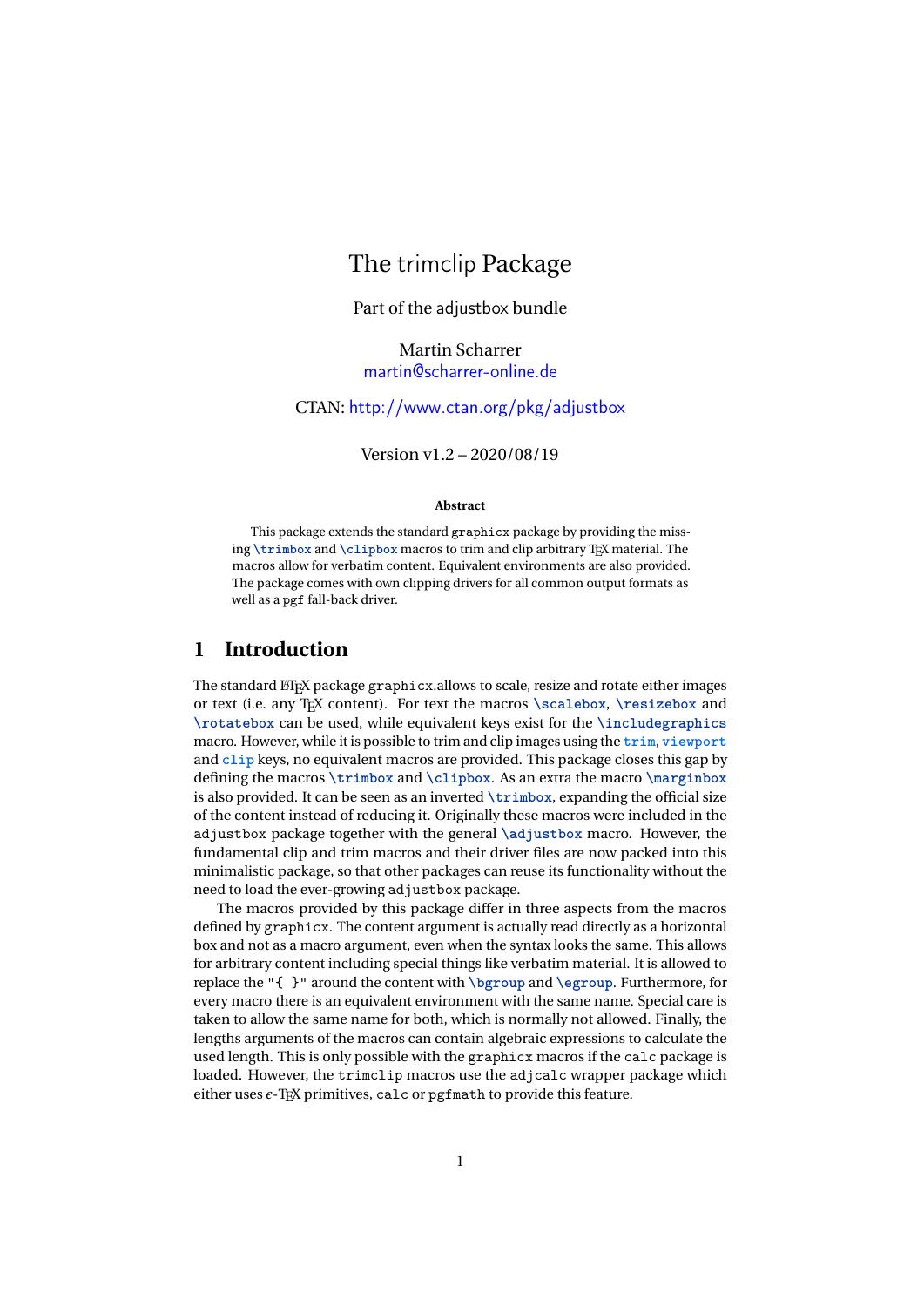# The trimclip Package

Part of the adjustbox bundle

Martin Scharrer
martin@scharrer-online.de

CTAN: http://www.ctan.org/pkg/adjustbox

Version v1.2 – 2020/08/19

**Abstract**

This package extends the standard `graphicx` package by providing the missing `\trimbox` and `\clipbox` macros to trim and clip arbitrary TeX material. The macros allow for verbatim content. Equivalent environments are also provided. The package comes with own clipping drivers for all common output formats as well as a `pgf` fall-back driver.

## 1 Introduction

The standard LaTeX package `graphicx`.allows to scale, resize and rotate either images or text (i.e. any TeX content). For text the macros `\scalebox`, `\resizebox` and `\rotatebox` can be used, while equivalent keys exist for the `\includegraphics` macro. However, while it is possible to trim and clip images using the `trim`, `viewport` and `clip` keys, no equivalent macros are provided. This package closes this gap by defining the macros `\trimbox` and `\clipbox`. As an extra the macro `\marginbox` is also provided. It can be seen as an inverted `\trimbox`, expanding the official size of the content instead of reducing it. Originally these macros were included in the `adjustbox` package together with the general `\adjustbox` macro. However, the fundamental clip and trim macros and their driver files are now packed into this minimalistic package, so that other packages can reuse its functionality without the need to load the ever-growing `adjustbox` package.

The macros provided by this package differ in three aspects from the macros defined by `graphicx`. The content argument is actually read directly as a horizontal box and not as a macro argument, even when the syntax looks the same. This allows for arbitrary content including special things like verbatim material. It is allowed to replace the "`{ }`" around the content with `\bgroup` and `\egroup`. Furthermore, for every macro there is an equivalent environment with the same name. Special care is taken to allow the same name for both, which is normally not allowed. Finally, the lengths arguments of the macros can contain algebraic expressions to calculate the used length. This is only possible with the `graphicx` macros if the `calc` package is loaded. However, the `trimclip` macros use the `adjcalc` wrapper package which either uses $\varepsilon$-TeX primitives, `calc` or `pgfmath` to provide this feature.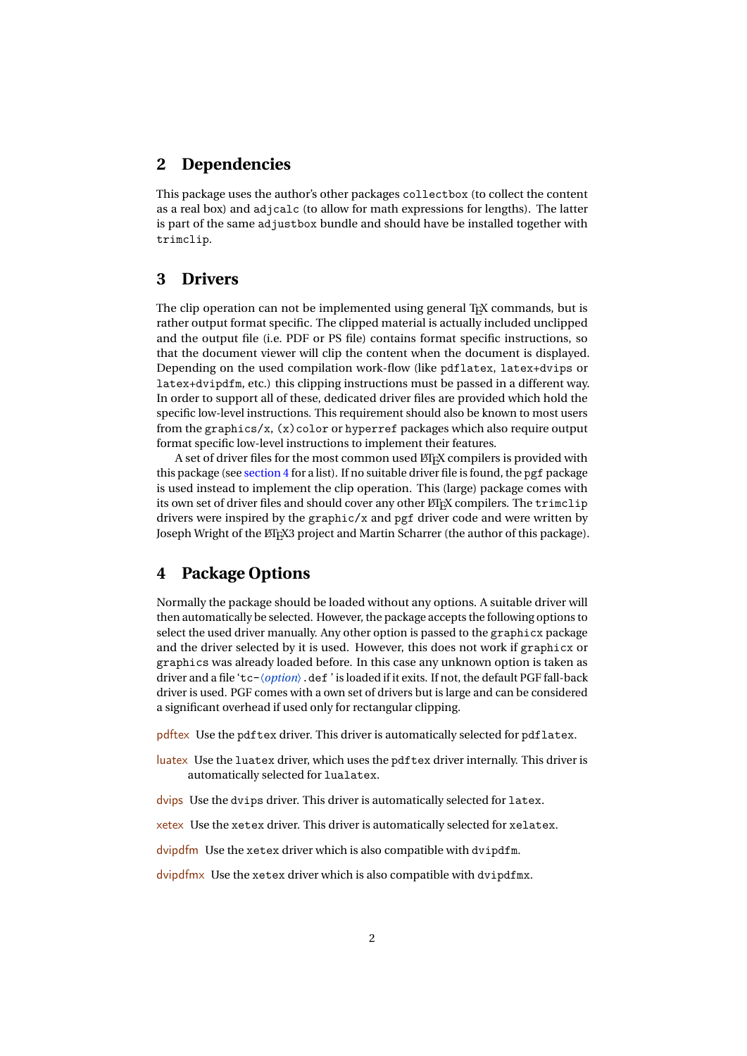## 2 Dependencies

This package uses the author's other packages `collectbox` (to collect the content as a real box) and `adjcalc` (to allow for math expressions for lengths). The latter is part of the same `adjustbox` bundle and should have be installed together with `trimclip`.

## 3 Drivers

The clip operation can not be implemented using general TeX commands, but is rather output format specific. The clipped material is actually included unclipped and the output file (i.e. PDF or PS file) contains format specific instructions, so that the document viewer will clip the content when the document is displayed. Depending on the used compilation work-flow (like `pdflatex`, `latex+dvips` or `latex+dvipdfm`, etc.) this clipping instructions must be passed in a different way. In order to support all of these, dedicated driver files are provided which hold the specific low-level instructions. This requirement should also be known to most users from the `graphics/x`, `(x)color` or `hyperref` packages which also require output format specific low-level instructions to implement their features.

A set of driver files for the most common used LaTeX compilers is provided with this package (see section 4 for a list). If no suitable driver file is found, the `pgf` package is used instead to implement the clip operation. This (large) package comes with its own set of driver files and should cover any other LaTeX compilers. The `trimclip` drivers were inspired by the `graphic/x` and `pgf` driver code and were written by Joseph Wright of the LaTeX3 project and Martin Scharrer (the author of this package).

## 4 Package Options

Normally the package should be loaded without any options. A suitable driver will then automatically be selected. However, the package accepts the following options to select the used driver manually. Any other option is passed to the `graphicx` package and the driver selected by it is used. However, this does not work if `graphicx` or `graphics` was already loaded before. In this case any unknown option is taken as driver and a file '`tc-`⟨*option*⟩`.def`' is loaded if it exits. If not, the default PGF fall-back driver is used. PGF comes with a own set of drivers but is large and can be considered a significant overhead if used only for rectangular clipping.

pdftex Use the `pdftex` driver. This driver is automatically selected for `pdflatex`.

luatex Use the `luatex` driver, which uses the `pdftex` driver internally. This driver is automatically selected for `lualatex`.

dvips Use the `dvips` driver. This driver is automatically selected for `latex`.

xetex Use the `xetex` driver. This driver is automatically selected for `xelatex`.

dvipdfm Use the `xetex` driver which is also compatible with `dvipdfm`.

dvipdfmx Use the `xetex` driver which is also compatible with `dvipdfmx`.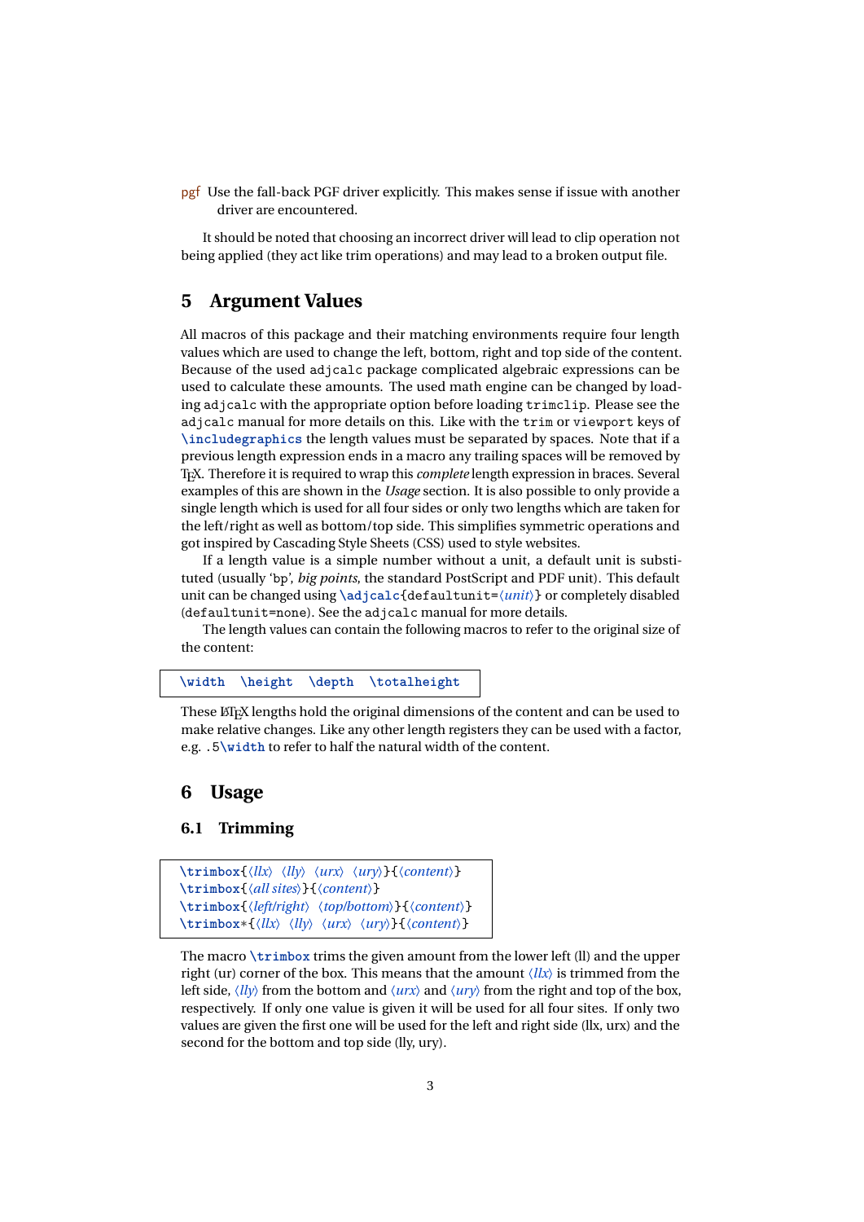pgf Use the fall-back PGF driver explicitly. This makes sense if issue with another driver are encountered.

It should be noted that choosing an incorrect driver will lead to clip operation not being applied (they act like trim operations) and may lead to a broken output file.

# 5 Argument Values

All macros of this package and their matching environments require four length values which are used to change the left, bottom, right and top side of the content. Because of the used `adjcalc` package complicated algebraic expressions can be used to calculate these amounts. The used math engine can be changed by loading `adjcalc` with the appropriate option before loading `trimclip`. Please see the `adjcalc` manual for more details on this. Like with the `trim` or `viewport` keys of `\includegraphics` the length values must be separated by spaces. Note that if a previous length expression ends in a macro any trailing spaces will be removed by TeX. Therefore it is required to wrap this *complete* length expression in braces. Several examples of this are shown in the *Usage* section. It is also possible to only provide a single length which is used for all four sides or only two lengths which are taken for the left/right as well as bottom/top side. This simplifies symmetric operations and got inspired by Cascading Style Sheets (CSS) used to style websites.

If a length value is a simple number without a unit, a default unit is substituted (usually '`bp`', *big points*, the standard PostScript and PDF unit). This default unit can be changed using `\adjcalc{defaultunit=⟨unit⟩}` or completely disabled (`defaultunit=none`). See the `adjcalc` manual for more details.

The length values can contain the following macros to refer to the original size of the content:

```
\width  \height  \depth  \totalheight
```

These LaTeX lengths hold the original dimensions of the content and can be used to make relative changes. Like any other length registers they can be used with a factor, e.g. `.5\width` to refer to half the natural width of the content.

# 6 Usage

## 6.1 Trimming

```
\trimbox{⟨llx⟩ ⟨lly⟩ ⟨urx⟩ ⟨ury⟩}{⟨content⟩}
\trimbox{⟨all sites⟩}{⟨content⟩}
\trimbox{⟨left/right⟩ ⟨top/bottom⟩}{⟨content⟩}
\trimbox*{⟨llx⟩ ⟨lly⟩ ⟨urx⟩ ⟨ury⟩}{⟨content⟩}
```

The macro `\trimbox` trims the given amount from the lower left (ll) and the upper right (ur) corner of the box. This means that the amount ⟨*llx*⟩ is trimmed from the left side, ⟨*lly*⟩ from the bottom and ⟨*urx*⟩ and ⟨*ury*⟩ from the right and top of the box, respectively. If only one value is given it will be used for all four sites. If only two values are given the first one will be used for the left and right side (llx, urx) and the second for the bottom and top side (lly, ury).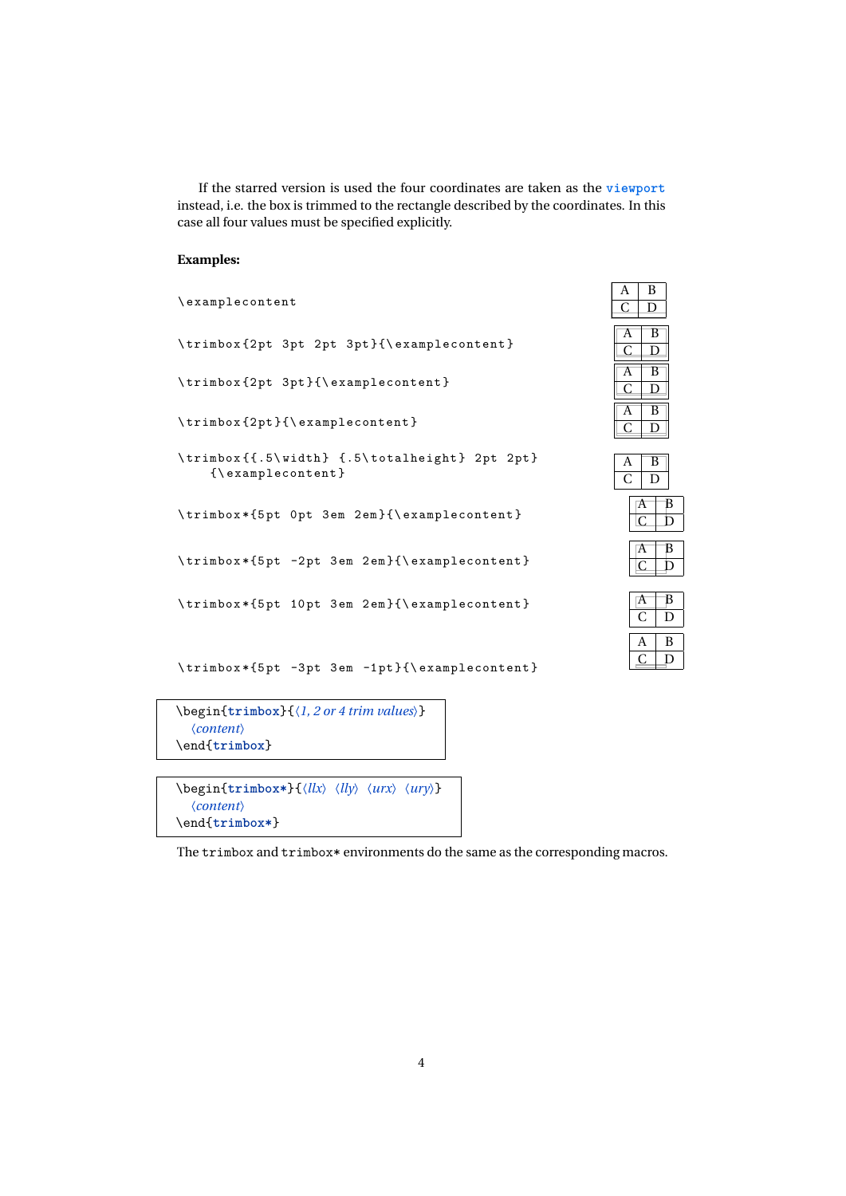If the starred version is used the four coordinates are taken as the `viewport` instead, i.e. the box is trimmed to the rectangle described by the coordinates. In this case all four values must be specified explicitly.

**Examples:**

```
\examplecontent
```

```
\trimbox{2pt 3pt 2pt 3pt}{\examplecontent}
```

```
\trimbox{2pt 3pt}{\examplecontent}
```

```
\trimbox{2pt}{\examplecontent}
```

```
\trimbox{{.5\width} {.5\totalheight} 2pt 2pt}
    {\examplecontent}
```

```
\trimbox*{5pt 0pt 3em 2em}{\examplecontent}
```

```
\trimbox*{5pt -2pt 3em 2em}{\examplecontent}
```

```
\trimbox*{5pt 10pt 3em 2em}{\examplecontent}
```

```
\trimbox*{5pt -3pt 3em -1pt}{\examplecontent}
```

```
\begin{trimbox}{⟨1, 2 or 4 trim values⟩}
  ⟨content⟩
\end{trimbox}
```

```
\begin{trimbox*}{⟨llx⟩ ⟨lly⟩ ⟨urx⟩ ⟨ury⟩}
  ⟨content⟩
\end{trimbox*}
```

The `trimbox` and `trimbox*` environments do the same as the corresponding macros.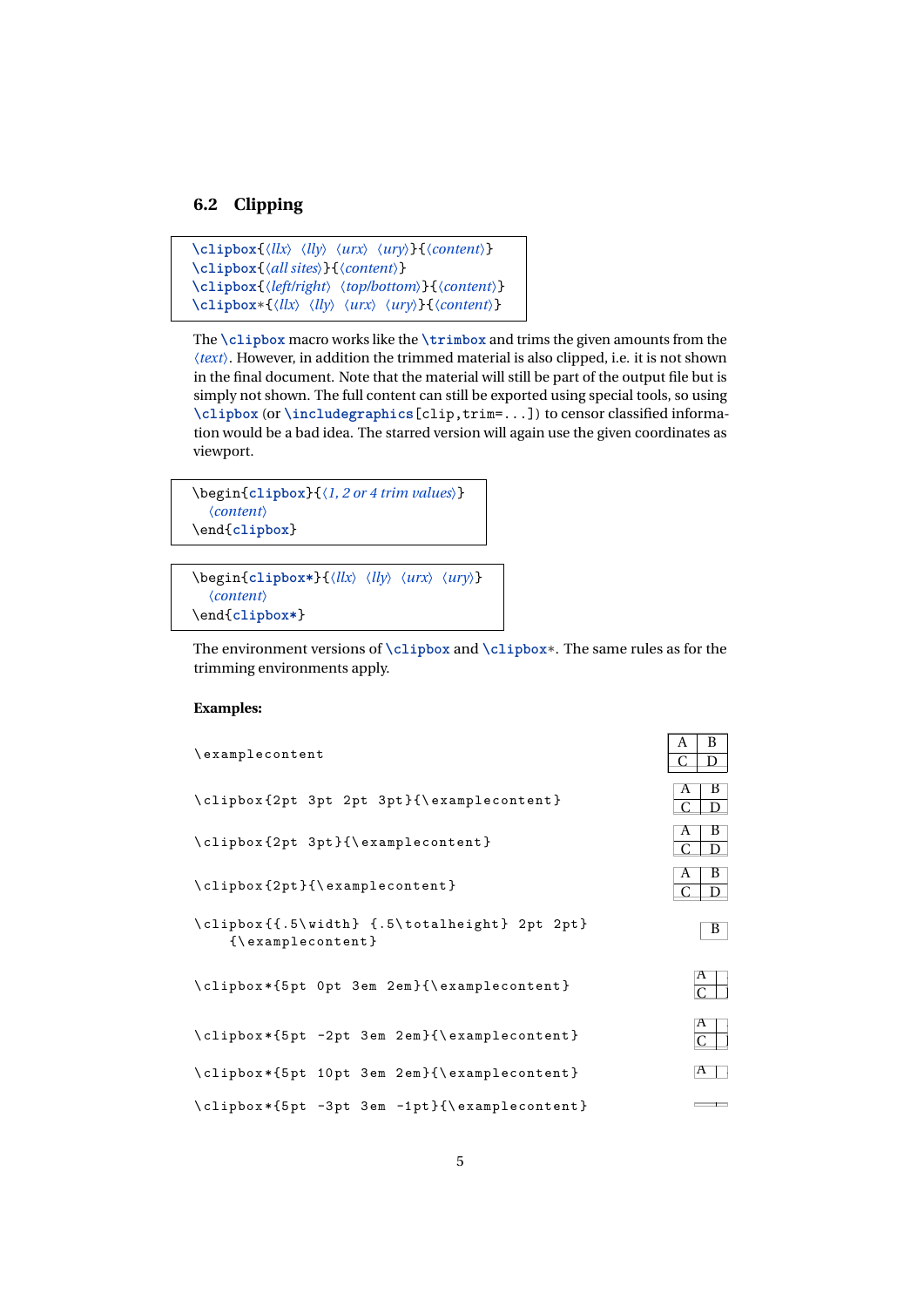## 6.2 Clipping

```
\clipbox{⟨llx⟩ ⟨lly⟩ ⟨urx⟩ ⟨ury⟩}{⟨content⟩}
\clipbox{⟨all sites⟩}{⟨content⟩}
\clipbox{⟨left/right⟩ ⟨top/bottom⟩}{⟨content⟩}
\clipbox*{⟨llx⟩ ⟨lly⟩ ⟨urx⟩ ⟨ury⟩}{⟨content⟩}
```

The `\clipbox` macro works like the `\trimbox` and trims the given amounts from the ⟨*text*⟩. However, in addition the trimmed material is also clipped, i.e. it is not shown in the final document. Note that the material will still be part of the output file but is simply not shown. The full content can still be exported using special tools, so using `\clipbox` (or `\includegraphics[clip,trim=...]`) to censor classified information would be a bad idea. The starred version will again use the given coordinates as viewport.

```
\begin{clipbox}{⟨1, 2 or 4 trim values⟩}
  ⟨content⟩
\end{clipbox}
```

```
\begin{clipbox*}{⟨llx⟩ ⟨lly⟩ ⟨urx⟩ ⟨ury⟩}
  ⟨content⟩
\end{clipbox*}
```

The environment versions of `\clipbox` and `\clipbox*`. The same rules as for the trimming environments apply.

**Examples:**

```
\examplecontent

\clipbox{2pt 3pt 2pt 3pt}{\examplecontent}

\clipbox{2pt 3pt}{\examplecontent}

\clipbox{2pt}{\examplecontent}

\clipbox{{.5\width} {.5\totalheight} 2pt 2pt}
    {\examplecontent}

\clipbox*{5pt 0pt 3em 2em}{\examplecontent}

\clipbox*{5pt -2pt 3em 2em}{\examplecontent}

\clipbox*{5pt 10pt 3em 2em}{\examplecontent}

\clipbox*{5pt -3pt 3em -1pt}{\examplecontent}
```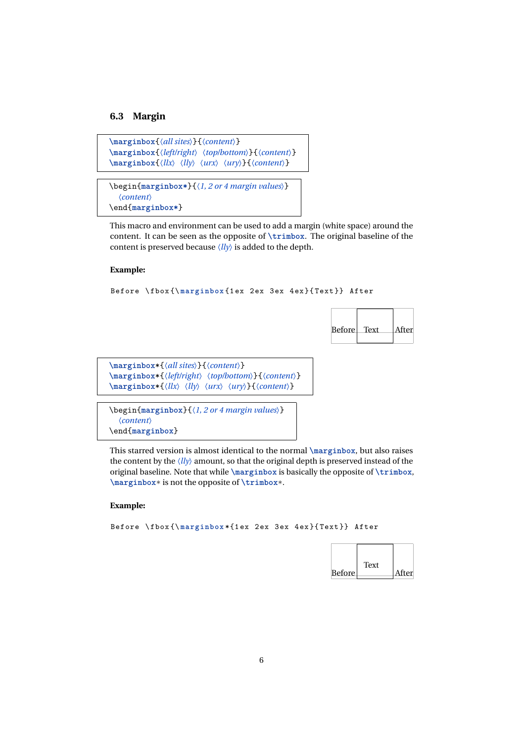### 6.3 Margin

```
\marginbox{⟨all sites⟩}{⟨content⟩}
\marginbox{⟨left/right⟩ ⟨top/bottom⟩}{⟨content⟩}
\marginbox{⟨llx⟩ ⟨lly⟩ ⟨urx⟩ ⟨ury⟩}{⟨content⟩}
```

```
\begin{marginbox*}{⟨1, 2 or 4 margin values⟩}
  ⟨content⟩
\end{marginbox*}
```

This macro and environment can be used to add a margin (white space) around the content. It can be seen as the opposite of `\trimbox`. The original baseline of the content is preserved because ⟨*lly*⟩ is added to the depth.

**Example:**

```
Before \fbox{\marginbox{1ex 2ex 3ex 4ex}{Text}} After
```

Before Text After

```
\marginbox*{⟨all sites⟩}{⟨content⟩}
\marginbox*{⟨left/right⟩ ⟨top/bottom⟩}{⟨content⟩}
\marginbox*{⟨llx⟩ ⟨lly⟩ ⟨urx⟩ ⟨ury⟩}{⟨content⟩}
```

```
\begin{marginbox}{⟨1, 2 or 4 margin values⟩}
  ⟨content⟩
\end{marginbox}
```

This starred version is almost identical to the normal `\marginbox`, but also raises the content by the ⟨*lly*⟩ amount, so that the original depth is preserved instead of the original baseline. Note that while `\marginbox` is basically the opposite of `\trimbox`, `\marginbox*` is not the opposite of `\trimbox*`.

**Example:**

```
Before \fbox{\marginbox*{1ex 2ex 3ex 4ex}{Text}} After
```

Before Text After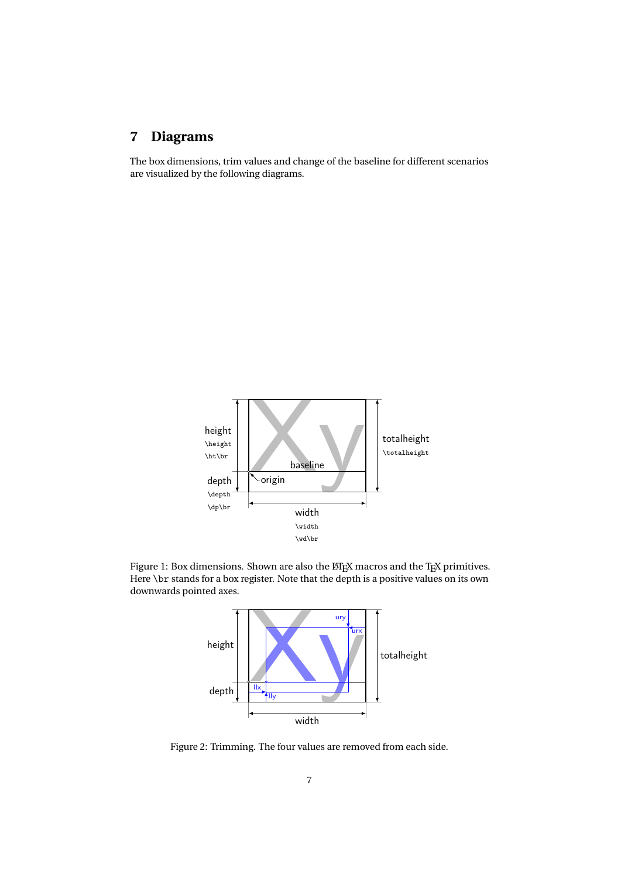# 7 Diagrams

The box dimensions, trim values and change of the baseline for different scenarios are visualized by the following diagrams.

Figure 1: Box dimensions. Shown are also the LaTeX macros and the TeX primitives. Here `\br` stands for a box register. Note that the depth is a positive values on its own downwards pointed axes.

Figure 2: Trimming. The four values are removed from each side.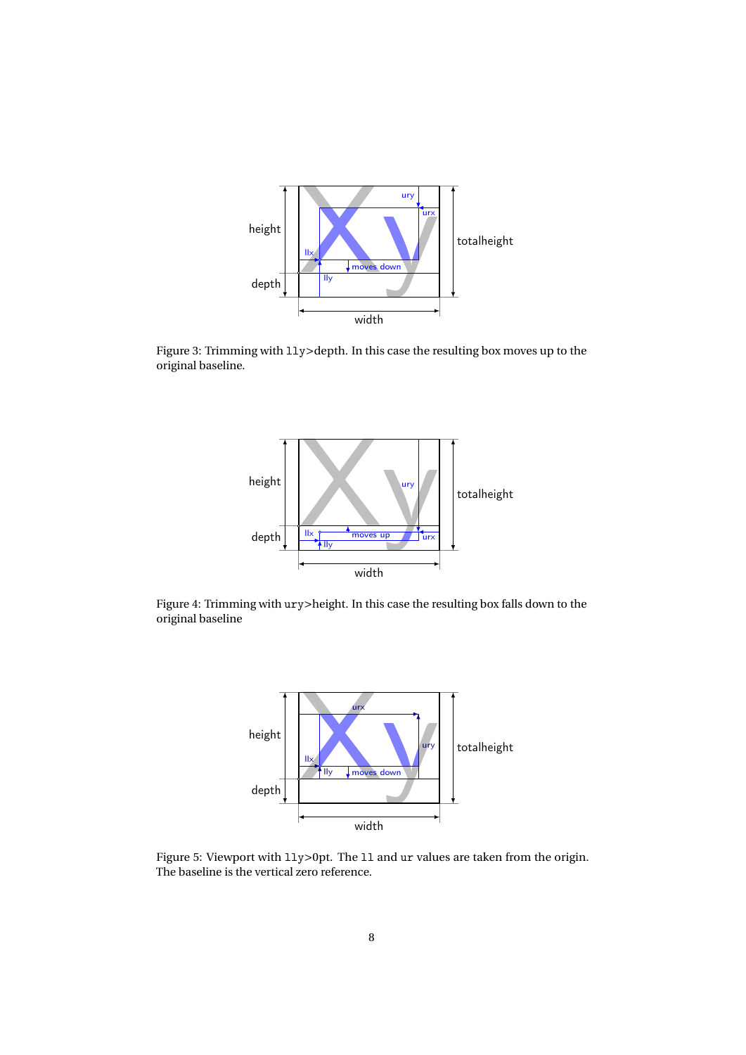Figure 3: Trimming with `lly`>depth. In this case the resulting box moves up to the original baseline.

Figure 4: Trimming with `ury`>height. In this case the resulting box falls down to the original baseline

Figure 5: Viewport with `lly`>0pt. The `ll` and `ur` values are taken from the origin. The baseline is the vertical zero reference.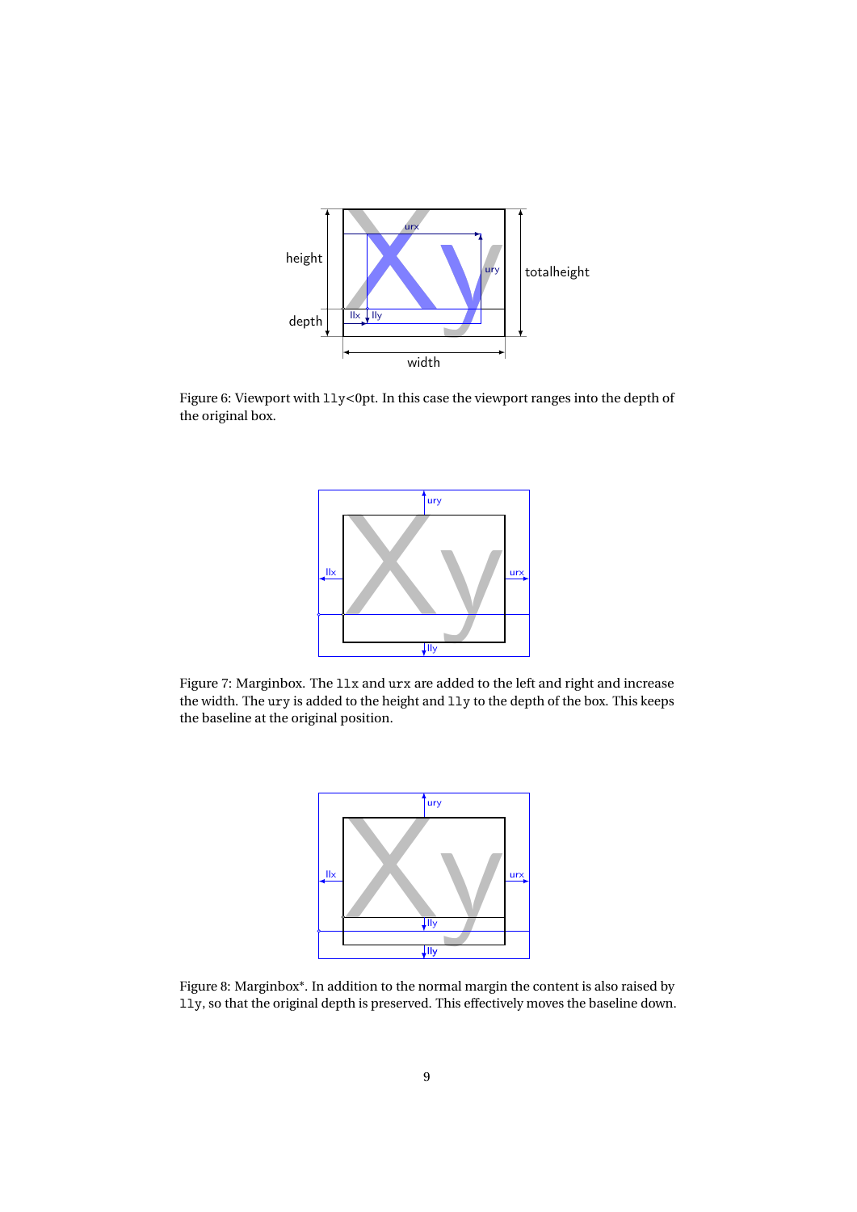height

depth

totalheight

width

urx

ury

llx

lly

Figure 6: Viewport with `lly<0pt`. In this case the viewport ranges into the depth of the original box.

ury

llx

urx

lly

Figure 7: Marginbox. The `llx` and `urx` are added to the left and right and increase the width. The `ury` is added to the height and `lly` to the depth of the box. This keeps the baseline at the original position.

ury

llx

urx

lly

lly

Figure 8: Marginbox*. In addition to the normal margin the content is also raised by `lly`, so that the original depth is preserved. This effectively moves the baseline down.